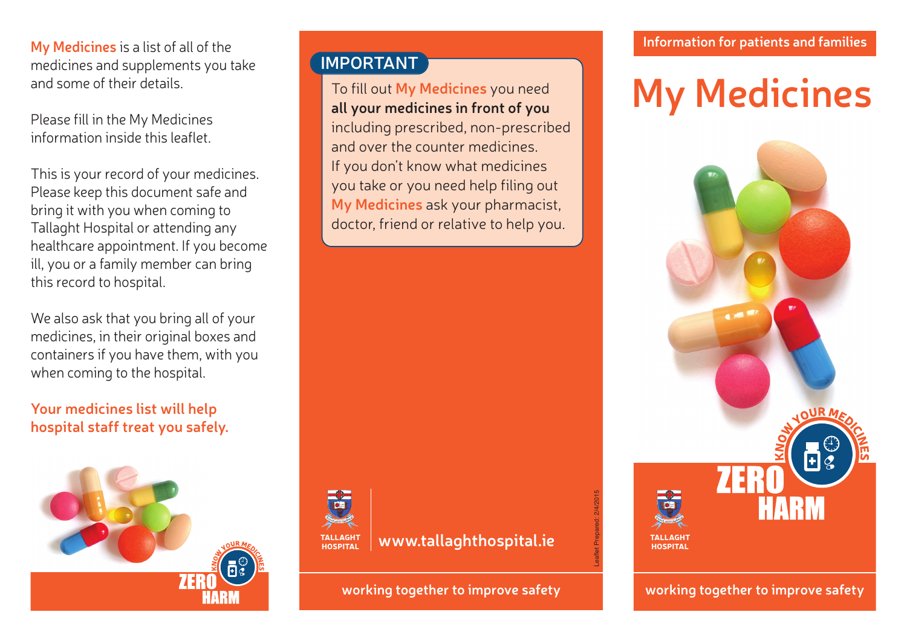My Medicines is a list of all of the medicines and supplements you take and some of their details.

Please fill in the My Medicines information inside this leaflet.

This is your record of your medicines. Please keep this document safe and bring it with you when coming to Tallaght Hospital or attending any healthcare appointment. If you become ill, you or a family member can bring this record to hospital.

We also ask that you bring all of your medicines, in their original boxes and containers if you have them, with you when coming to the hospital.

**Your medicines list will help hospital staff treat you safely.**

KNOW YOUR MEDICINES

ZERO HARM

## IMPORTANT

To fill out **My Medicines** you need **all your medicines in front of you** including prescribed, non-prescribed and over the counter medicines. If you don't know what medicines you take or you need help filing out **My Medicines** ask your pharmacist, doctor, friend or relative to help you.

TALLAGHT HOSPITAL

www.tallaghthospital.ie

Leaflet Prepared: 2/4/2015

working together to improve safety

Information for patients and families

# My Medicines

KNOW YOUR MEDICINES

ZERO HARM

TALLAGHT HOSPITAL

working together to improve safety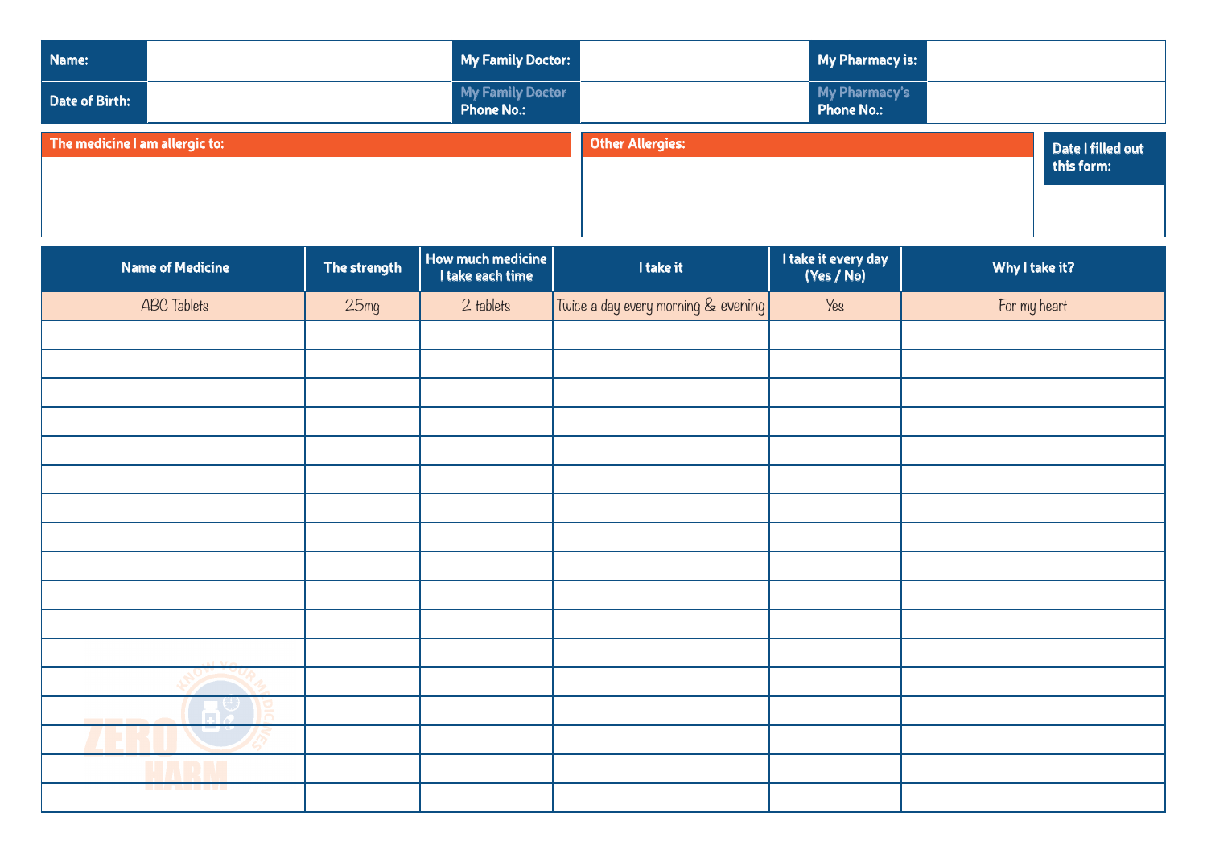| Name: | | My Family Doctor: | | My Pharmacy is: | |
|---|---|---|---|---|---|
| Date of Birth: | | My Family Doctor Phone No.: | | My Pharmacy's Phone No.: | |

| The medicine I am allergic to: | Other Allergies: | Date I filled out this form: |
|---|---|---|
| | | |

| Name of Medicine | The strength | How much medicine I take each time | I take it | I take it every day (Yes / No) | Why I take it? |
|---|---|---|---|---|---|
| ABC Tablets | 25mg | 2 tablets | Twice a day every morning & evening | Yes | For my heart |
| | | | | | |
| | | | | | |
| | | | | | |
| | | | | | |
| | | | | | |
| | | | | | |
| | | | | | |
| | | | | | |
| | | | | | |
| | | | | | |
| | | | | | |
| | | | | | |
| | | | | | |
| | | | | | |
| | | | | | |
| | | | | | |
| | | | | | |

ZERO HARM

KNOW YOUR MEDICINES